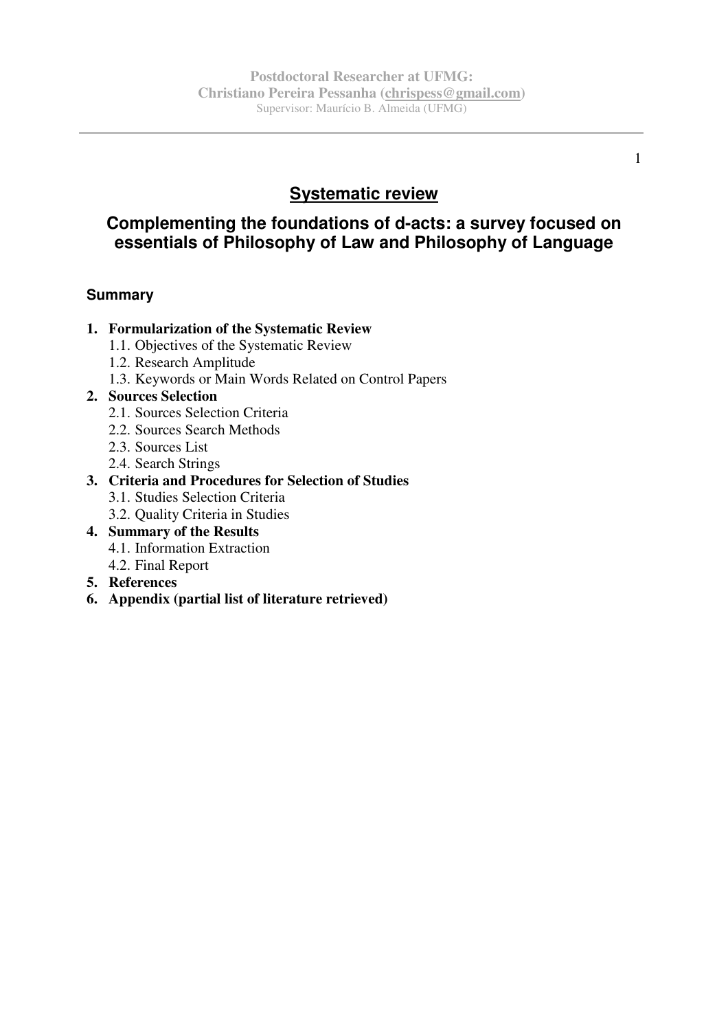Postdoctoral Researcher at UFMG:
**Christiano Pereira Pessanha (chrispess@gmail.com)**
Supervisor: Maurício B. Almeida (UFMG)

# Systematic review

## Complementing the foundations of d-acts: a survey focused on essentials of Philosophy of Law and Philosophy of Language

### Summary

1. **Formularization of the Systematic Review**
   - 1.1. Objectives of the Systematic Review
   - 1.2. Research Amplitude
   - 1.3. Keywords or Main Words Related on Control Papers
2. **Sources Selection**
   - 2.1. Sources Selection Criteria
   - 2.2. Sources Search Methods
   - 2.3. Sources List
   - 2.4. Search Strings
3. **Criteria and Procedures for Selection of Studies**
   - 3.1. Studies Selection Criteria
   - 3.2. Quality Criteria in Studies
4. **Summary of the Results**
   - 4.1. Information Extraction
   - 4.2. Final Report
5. **References**
6. **Appendix (partial list of literature retrieved)**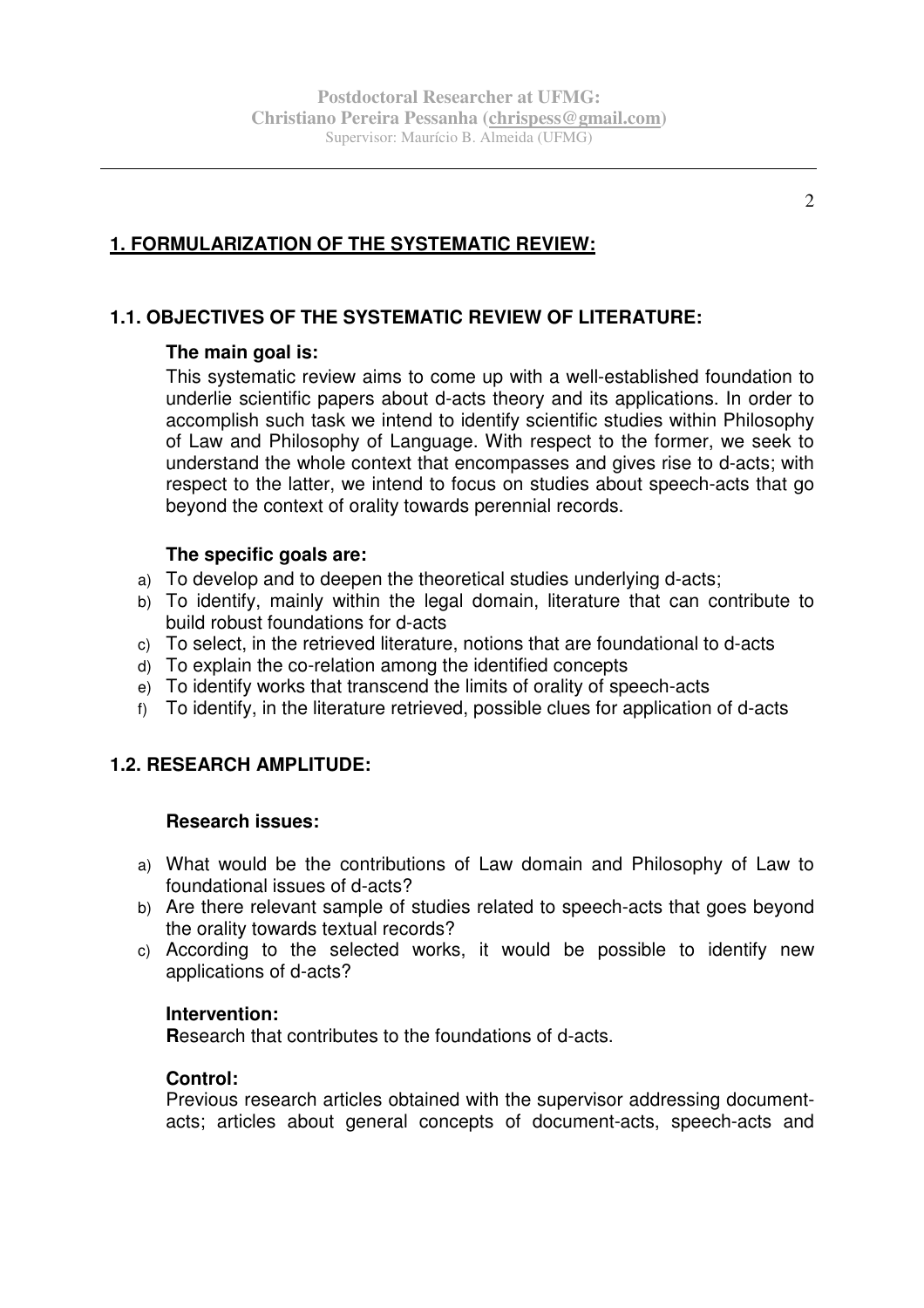## 1. FORMULARIZATION OF THE SYSTEMATIC REVIEW:

### 1.1. OBJECTIVES OF THE SYSTEMATIC REVIEW OF LITERATURE:

**The main goal is:**

This systematic review aims to come up with a well-established foundation to underlie scientific papers about d-acts theory and its applications. In order to accomplish such task we intend to identify scientific studies within Philosophy of Law and Philosophy of Language. With respect to the former, we seek to understand the whole context that encompasses and gives rise to d-acts; with respect to the latter, we intend to focus on studies about speech-acts that go beyond the context of orality towards perennial records.

**The specific goals are:**

a) To develop and to deepen the theoretical studies underlying d-acts;
b) To identify, mainly within the legal domain, literature that can contribute to build robust foundations for d-acts
c) To select, in the retrieved literature, notions that are foundational to d-acts
d) To explain the co-relation among the identified concepts
e) To identify works that transcend the limits of orality of speech-acts
f) To identify, in the literature retrieved, possible clues for application of d-acts

### 1.2. RESEARCH AMPLITUDE:

**Research issues:**

a) What would be the contributions of Law domain and Philosophy of Law to foundational issues of d-acts?
b) Are there relevant sample of studies related to speech-acts that goes beyond the orality towards textual records?
c) According to the selected works, it would be possible to identify new applications of d-acts?

**Intervention:**

**R**esearch that contributes to the foundations of d-acts.

**Control:**

Previous research articles obtained with the supervisor addressing document-acts; articles about general concepts of document-acts, speech-acts and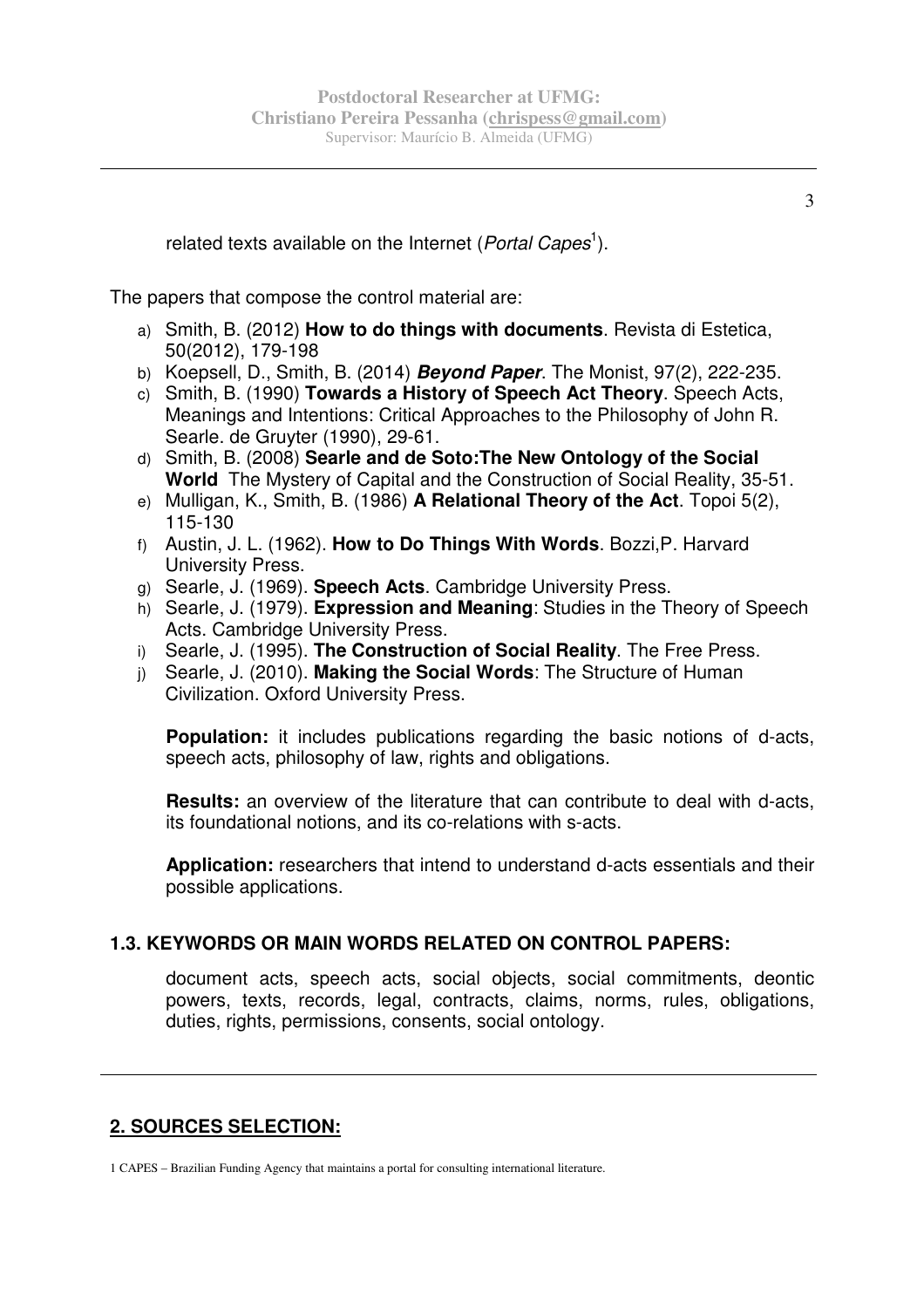related texts available on the Internet (*Portal Capes*[1]).

The papers that compose the control material are:

a) Smith, B. (2012) **How to do things with documents**. Revista di Estetica, 50(2012), 179-198
b) Koepsell, D., Smith, B. (2014) ***Beyond Paper***. The Monist, 97(2), 222-235.
c) Smith, B. (1990) **Towards a History of Speech Act Theory**. Speech Acts, Meanings and Intentions: Critical Approaches to the Philosophy of John R. Searle. de Gruyter (1990), 29-61.
d) Smith, B. (2008) **Searle and de Soto:The New Ontology of the Social World** The Mystery of Capital and the Construction of Social Reality, 35-51.
e) Mulligan, K., Smith, B. (1986) **A Relational Theory of the Act**. Topoi 5(2), 115-130
f) Austin, J. L. (1962). **How to Do Things With Words**. Bozzi,P. Harvard University Press.
g) Searle, J. (1969). **Speech Acts**. Cambridge University Press.
h) Searle, J. (1979). **Expression and Meaning**: Studies in the Theory of Speech Acts. Cambridge University Press.
i) Searle, J. (1995). **The Construction of Social Reality**. The Free Press.
j) Searle, J. (2010). **Making the Social Words**: The Structure of Human Civilization. Oxford University Press.

**Population:** it includes publications regarding the basic notions of d-acts, speech acts, philosophy of law, rights and obligations.

**Results:** an overview of the literature that can contribute to deal with d-acts, its foundational notions, and its co-relations with s-acts.

**Application:** researchers that intend to understand d-acts essentials and their possible applications.

### 1.3. KEYWORDS OR MAIN WORDS RELATED ON CONTROL PAPERS:

document acts, speech acts, social objects, social commitments, deontic powers, texts, records, legal, contracts, claims, norms, rules, obligations, duties, rights, permissions, consents, social ontology.

## 2. SOURCES SELECTION:

[1] CAPES – Brazilian Funding Agency that maintains a portal for consulting international literature.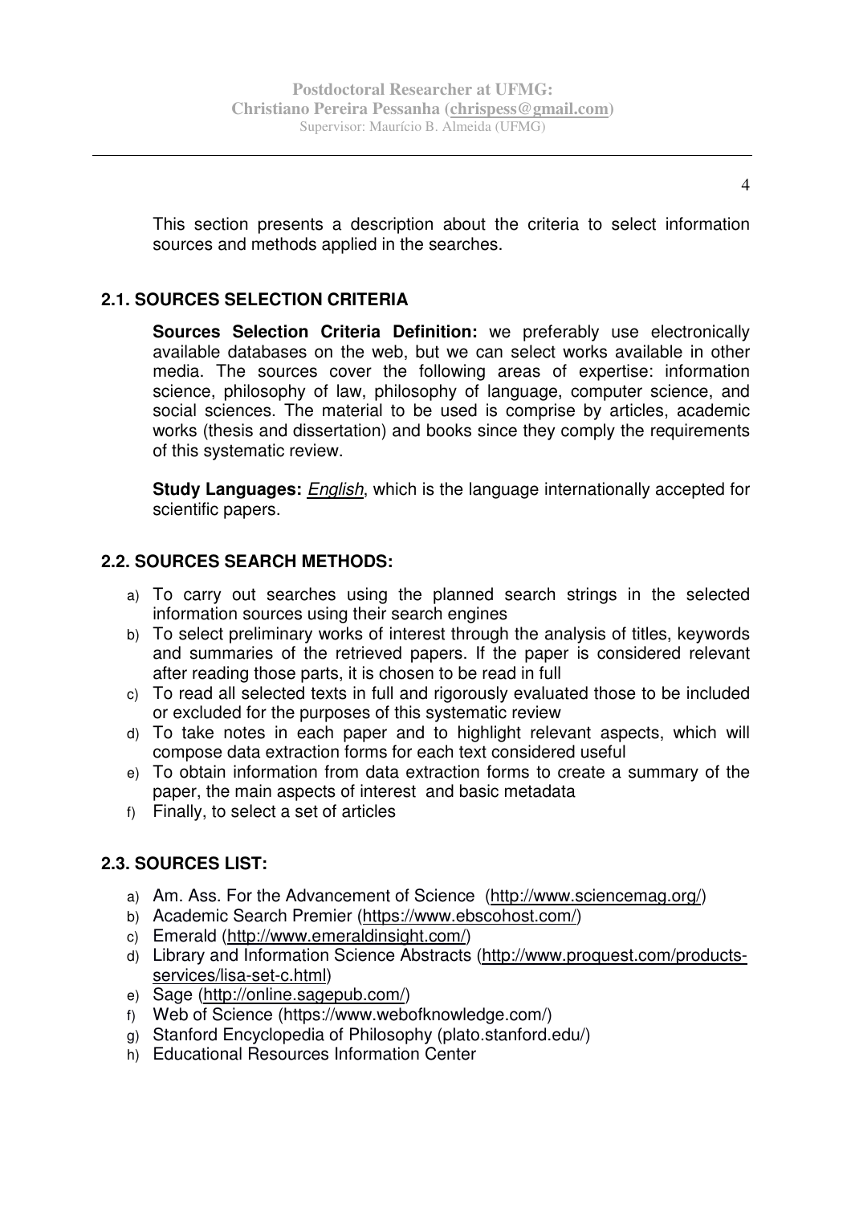This section presents a description about the criteria to select information sources and methods applied in the searches.

## 2.1. SOURCES SELECTION CRITERIA

**Sources Selection Criteria Definition:** we preferably use electronically available databases on the web, but we can select works available in other media. The sources cover the following areas of expertise: information science, philosophy of law, philosophy of language, computer science, and social sciences. The material to be used is comprise by articles, academic works (thesis and dissertation) and books since they comply the requirements of this systematic review.

**Study Languages:** *English*, which is the language internationally accepted for scientific papers.

## 2.2. SOURCES SEARCH METHODS:

a) To carry out searches using the planned search strings in the selected information sources using their search engines
b) To select preliminary works of interest through the analysis of titles, keywords and summaries of the retrieved papers. If the paper is considered relevant after reading those parts, it is chosen to be read in full
c) To read all selected texts in full and rigorously evaluated those to be included or excluded for the purposes of this systematic review
d) To take notes in each paper and to highlight relevant aspects, which will compose data extraction forms for each text considered useful
e) To obtain information from data extraction forms to create a summary of the paper, the main aspects of interest and basic metadata
f) Finally, to select a set of articles

## 2.3. SOURCES LIST:

a) Am. Ass. For the Advancement of Science (http://www.sciencemag.org/)
b) Academic Search Premier (https://www.ebscohost.com/)
c) Emerald (http://www.emeraldinsight.com/)
d) Library and Information Science Abstracts (http://www.proquest.com/products-services/lisa-set-c.html)
e) Sage (http://online.sagepub.com/)
f) Web of Science (https://www.webofknowledge.com/)
g) Stanford Encyclopedia of Philosophy (plato.stanford.edu/)
h) Educational Resources Information Center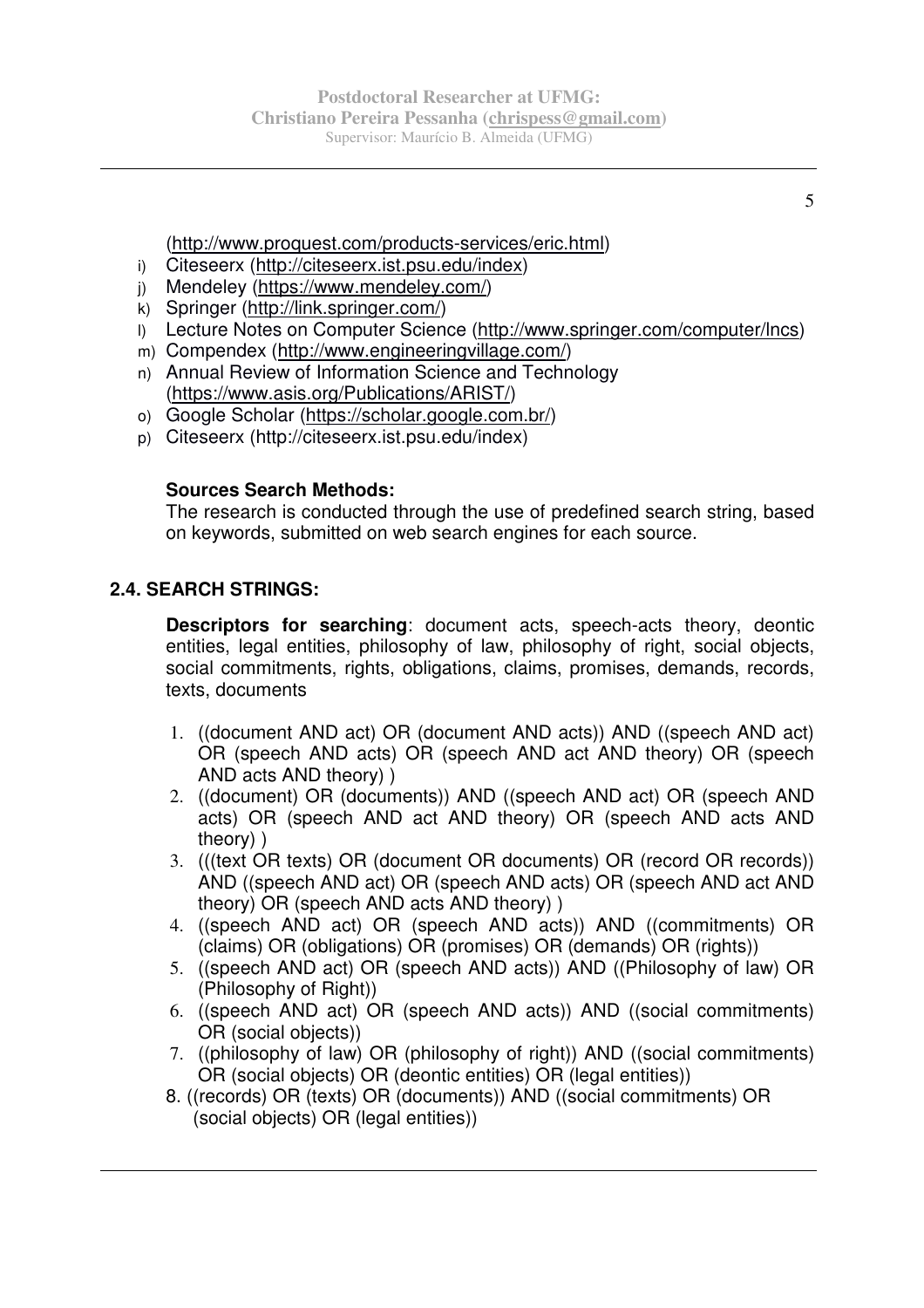(http://www.proquest.com/products-services/eric.html)

i) Citeseerx (http://citeseerx.ist.psu.edu/index)
j) Mendeley (https://www.mendeley.com/)
k) Springer (http://link.springer.com/)
l) Lecture Notes on Computer Science (http://www.springer.com/computer/lncs)
m) Compendex (http://www.engineeringvillage.com/)
n) Annual Review of Information Science and Technology (https://www.asis.org/Publications/ARIST/)
o) Google Scholar (https://scholar.google.com.br/)
p) Citeseerx (http://citeseerx.ist.psu.edu/index)

**Sources Search Methods:**
The research is conducted through the use of predefined search string, based on keywords, submitted on web search engines for each source.

## 2.4. SEARCH STRINGS:

**Descriptors for searching**: document acts, speech-acts theory, deontic entities, legal entities, philosophy of law, philosophy of right, social objects, social commitments, rights, obligations, claims, promises, demands, records, texts, documents

1. ((document AND act) OR (document AND acts)) AND ((speech AND act) OR (speech AND acts) OR (speech AND act AND theory) OR (speech AND acts AND theory) )
2. ((document) OR (documents)) AND ((speech AND act) OR (speech AND acts) OR (speech AND act AND theory) OR (speech AND acts AND theory) )
3. (((text OR texts) OR (document OR documents) OR (record OR records)) AND ((speech AND act) OR (speech AND acts) OR (speech AND act AND theory) OR (speech AND acts AND theory) )
4. ((speech AND act) OR (speech AND acts)) AND ((commitments) OR (claims) OR (obligations) OR (promises) OR (demands) OR (rights))
5. ((speech AND act) OR (speech AND acts)) AND ((Philosophy of law) OR (Philosophy of Right))
6. ((speech AND act) OR (speech AND acts)) AND ((social commitments) OR (social objects))
7. ((philosophy of law) OR (philosophy of right)) AND ((social commitments) OR (social objects) OR (deontic entities) OR (legal entities))
8. ((records) OR (texts) OR (documents)) AND ((social commitments) OR (social objects) OR (legal entities))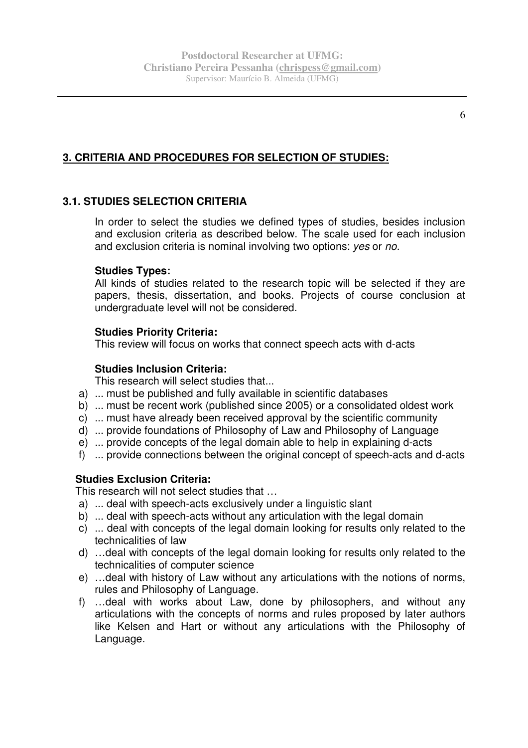## 3. CRITERIA AND PROCEDURES FOR SELECTION OF STUDIES:

### 3.1. STUDIES SELECTION CRITERIA

In order to select the studies we defined types of studies, besides inclusion and exclusion criteria as described below. The scale used for each inclusion and exclusion criteria is nominal involving two options: *yes* or *no.*

**Studies Types:**

All kinds of studies related to the research topic will be selected if they are papers, thesis, dissertation, and books. Projects of course conclusion at undergraduate level will not be considered.

**Studies Priority Criteria:**

This review will focus on works that connect speech acts with d-acts

**Studies Inclusion Criteria:**

This research will select studies that...

a) ... must be published and fully available in scientific databases
b) ... must be recent work (published since 2005) or a consolidated oldest work
c) ... must have already been received approval by the scientific community
d) ... provide foundations of Philosophy of Law and Philosophy of Language
e) ... provide concepts of the legal domain able to help in explaining d-acts
f) ... provide connections between the original concept of speech-acts and d-acts

**Studies Exclusion Criteria:**

This research will not select studies that …

a) ... deal with speech-acts exclusively under a linguistic slant
b) ... deal with speech-acts without any articulation with the legal domain
c) ... deal with concepts of the legal domain looking for results only related to the technicalities of law
d) …deal with concepts of the legal domain looking for results only related to the technicalities of computer science
e) …deal with history of Law without any articulations with the notions of norms, rules and Philosophy of Language.
f) …deal with works about Law, done by philosophers, and without any articulations with the concepts of norms and rules proposed by later authors like Kelsen and Hart or without any articulations with the Philosophy of Language.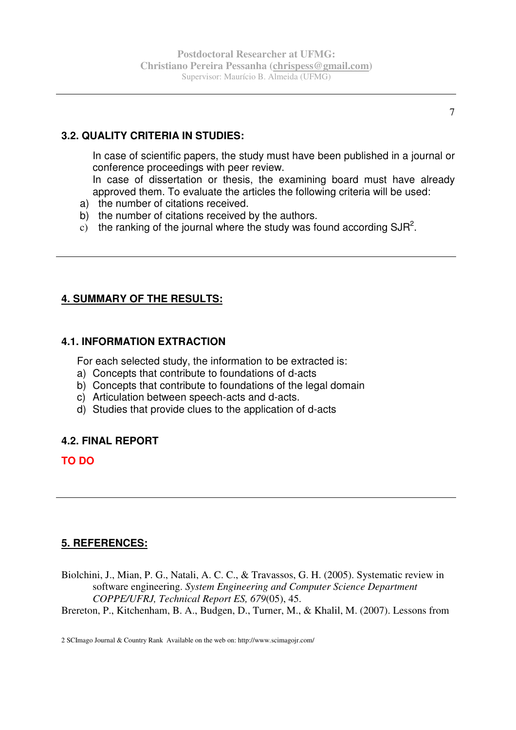### 3.2. QUALITY CRITERIA IN STUDIES:

In case of scientific papers, the study must have been published in a journal or conference proceedings with peer review.

In case of dissertation or thesis, the examining board must have already approved them. To evaluate the articles the following criteria will be used:

a) the number of citations received.
b) the number of citations received by the authors.
c) the ranking of the journal where the study was found according SJR[2].

---

## 4. SUMMARY OF THE RESULTS:

### 4.1. INFORMATION EXTRACTION

For each selected study, the information to be extracted is:

a) Concepts that contribute to foundations of d-acts
b) Concepts that contribute to foundations of the legal domain
c) Articulation between speech-acts and d-acts.
d) Studies that provide clues to the application of d-acts

### 4.2. FINAL REPORT

**TO DO**

---

## 5. REFERENCES:

Biolchini, J., Mian, P. G., Natali, A. C. C., & Travassos, G. H. (2005). Systematic review in software engineering. *System Engineering and Computer Science Department COPPE/UFRJ, Technical Report ES, 679*(05), 45.

Brereton, P., Kitchenham, B. A., Budgen, D., Turner, M., & Khalil, M. (2007). Lessons from

2 SCImago Journal & Country Rank Available on the web on: http://www.scimagojr.com/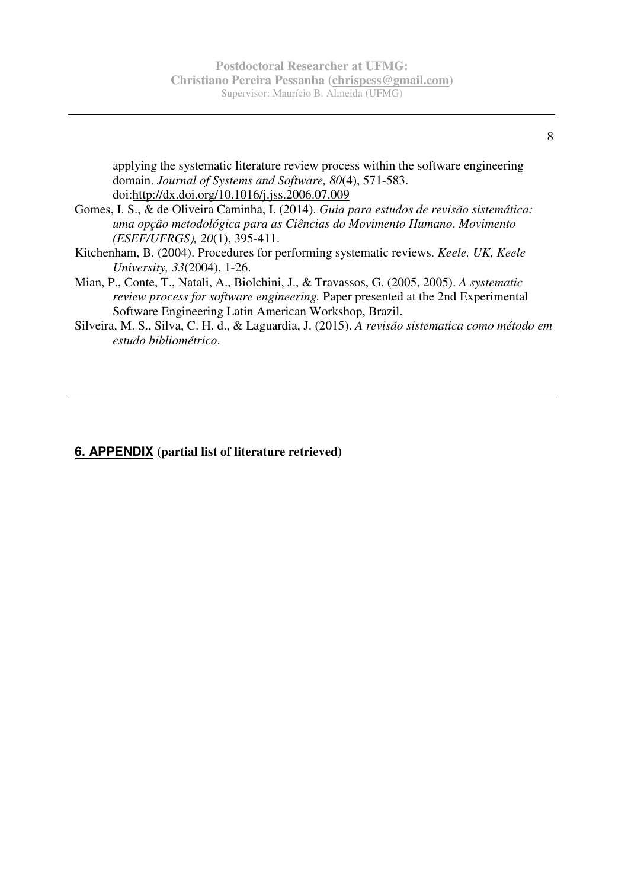applying the systematic literature review process within the software engineering domain. *Journal of Systems and Software, 80*(4), 571-583. doi:http://dx.doi.org/10.1016/j.jss.2006.07.009

Gomes, I. S., & de Oliveira Caminha, I. (2014). *Guia para estudos de revisão sistemática: uma opção metodológica para as Ciências do Movimento Humano*. *Movimento (ESEF/UFRGS), 20*(1), 395-411.

Kitchenham, B. (2004). Procedures for performing systematic reviews. *Keele, UK, Keele University, 33*(2004), 1-26.

Mian, P., Conte, T., Natali, A., Biolchini, J., & Travassos, G. (2005, 2005). *A systematic review process for software engineering.* Paper presented at the 2nd Experimental Software Engineering Latin American Workshop, Brazil.

Silveira, M. S., Silva, C. H. d., & Laguardia, J. (2015). *A revisão sistematica como método em estudo bibliométrico*.

---

## 6. APPENDIX (partial list of literature retrieved)